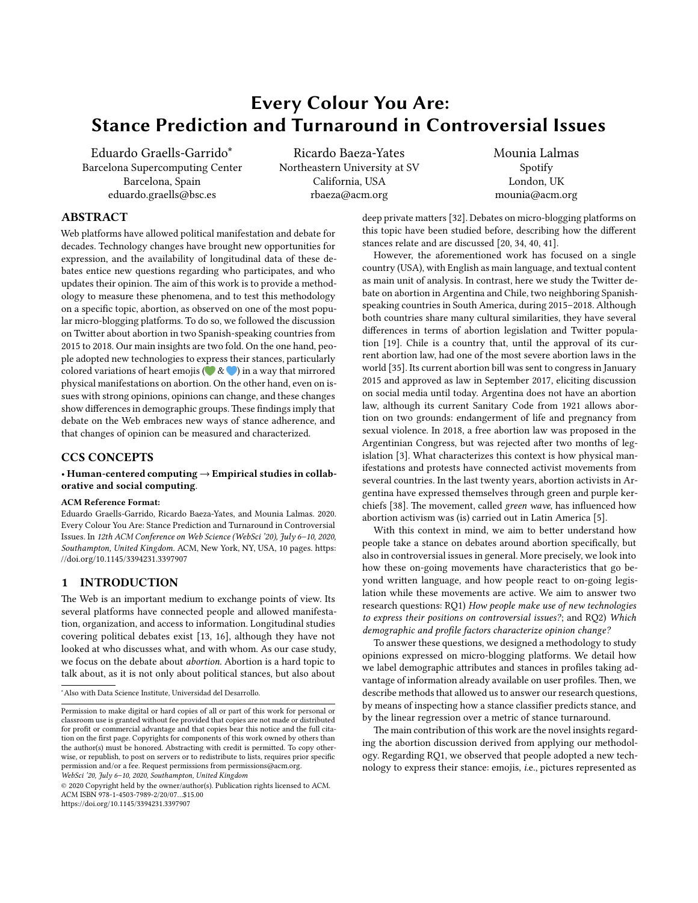# Every Colour You Are: Stance Prediction and Turnaround in Controversial Issues

Eduardo Graells-Garrido*
Barcelona Supercomputing Center
Barcelona, Spain
eduardo.graells@bsc.es

Ricardo Baeza-Yates
Northeastern University at SV
California, USA
rbaeza@acm.org

Mounia Lalmas
Spotify
London, UK
mounia@acm.org

## ABSTRACT

Web platforms have allowed political manifestation and debate for decades. Technology changes have brought new opportunities for expression, and the availability of longitudinal data of these debates entice new questions regarding who participates, and who updates their opinion. The aim of this work is to provide a methodology to measure these phenomena, and to test this methodology on a specific topic, abortion, as observed on one of the most popular micro-blogging platforms. To do so, we followed the discussion on Twitter about abortion in two Spanish-speaking countries from 2015 to 2018. Our main insights are two fold. On the one hand, people adopted new technologies to express their stances, particularly colored variations of heart emojis (💚 & 💙) in a way that mirrored physical manifestations on abortion. On the other hand, even on issues with strong opinions, opinions can change, and these changes show differences in demographic groups. These findings imply that debate on the Web embraces new ways of stance adherence, and that changes of opinion can be measured and characterized.

## CCS CONCEPTS

• **Human-centered computing → Empirical studies in collaborative and social computing**.

**ACM Reference Format:**

Eduardo Graells-Garrido, Ricardo Baeza-Yates, and Mounia Lalmas. 2020. Every Colour You Are: Stance Prediction and Turnaround in Controversial Issues. In *12th ACM Conference on Web Science (WebSci '20), July 6–10, 2020, Southampton, United Kingdom.* ACM, New York, NY, USA, 10 pages. https://doi.org/10.1145/3394231.3397907

## 1 INTRODUCTION

The Web is an important medium to exchange points of view. Its several platforms have connected people and allowed manifestation, organization, and access to information. Longitudinal studies covering political debates exist [13, 16], although they have not looked at who discusses what, and with whom. As our case study, we focus on the debate about *abortion*. Abortion is a hard topic to talk about, as it is not only about political stances, but also about deep private matters [32]. Debates on micro-blogging platforms on this topic have been studied before, describing how the different stances relate and are discussed [20, 34, 40, 41].

However, the aforementioned work has focused on a single country (USA), with English as main language, and textual content as main unit of analysis. In contrast, here we study the Twitter debate on abortion in Argentina and Chile, two neighboring Spanish-speaking countries in South America, during 2015–2018. Although both countries share many cultural similarities, they have several differences in terms of abortion legislation and Twitter population [19]. Chile is a country that, until the approval of its current abortion law, had one of the most severe abortion laws in the world [35]. Its current abortion bill was sent to congress in January 2015 and approved as law in September 2017, eliciting discussion on social media until today. Argentina does not have an abortion law, although its current Sanitary Code from 1921 allows abortion on two grounds: endangerment of life and pregnancy from sexual violence. In 2018, a free abortion law was proposed in the Argentinian Congress, but was rejected after two months of legislation [3]. What characterizes this context is how physical manifestations and protests have connected activist movements from several countries. In the last twenty years, abortion activists in Argentina have expressed themselves through green and purple kerchiefs [38]. The movement, called *green wave*, has influenced how abortion activism was (is) carried out in Latin America [5].

With this context in mind, we aim to better understand how people take a stance on debates around abortion specifically, but also in controversial issues in general. More precisely, we look into how these on-going movements have characteristics that go beyond written language, and how people react to on-going legislation while these movements are active. We aim to answer two research questions: RQ1) *How people make use of new technologies to express their positions on controversial issues?*; and RQ2) *Which demographic and profile factors characterize opinion change?*

To answer these questions, we designed a methodology to study opinions expressed on micro-blogging platforms. We detail how we label demographic attributes and stances in profiles taking advantage of information already available on user profiles. Then, we describe methods that allowed us to answer our research questions, by means of inspecting how a stance classifier predicts stance, and by the linear regression over a metric of stance turnaround.

The main contribution of this work are the novel insights regarding the abortion discussion derived from applying our methodology. Regarding RQ1, we observed that people adopted a new technology to express their stance: emojis, *i.e.*, pictures represented as

*Also with Data Science Institute, Universidad del Desarrollo.

Permission to make digital or hard copies of all or part of this work for personal or classroom use is granted without fee provided that copies are not made or distributed for profit or commercial advantage and that copies bear this notice and the full citation on the first page. Copyrights for components of this work owned by others than the author(s) must be honored. Abstracting with credit is permitted. To copy otherwise, or republish, to post on servers or to redistribute to lists, requires prior specific permission and/or a fee. Request permissions from permissions@acm.org.
*WebSci '20, July 6–10, 2020, Southampton, United Kingdom*
© 2020 Copyright held by the owner/author(s). Publication rights licensed to ACM.
ACM ISBN 978-1-4503-7989-2/20/07...$15.00
https://doi.org/10.1145/3394231.3397907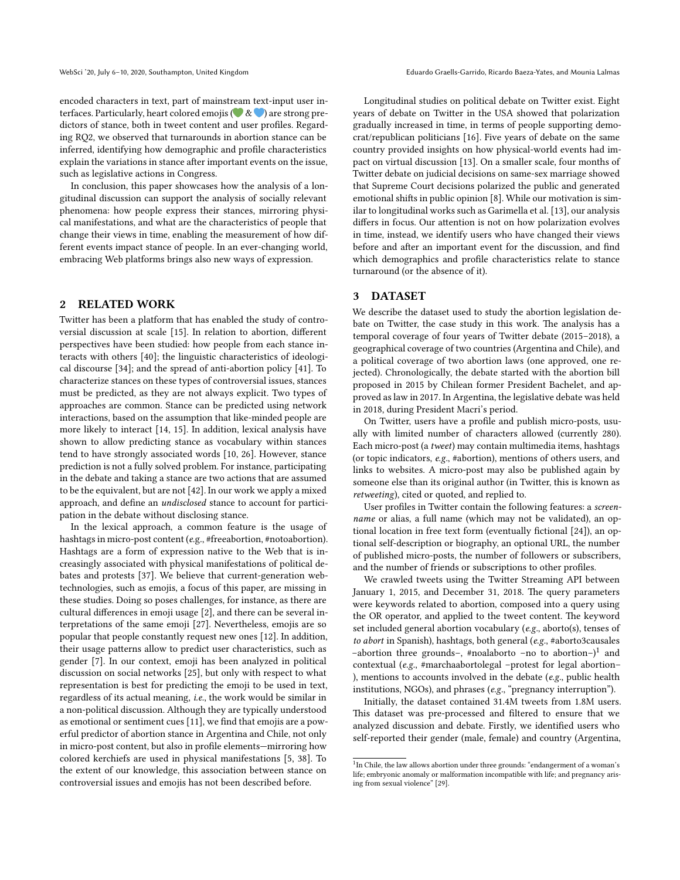encoded characters in text, part of mainstream text-input user interfaces. Particularly, heart colored emojis (💚 & 💙) are strong predictors of stance, both in tweet content and user profiles. Regarding RQ2, we observed that turnarounds in abortion stance can be inferred, identifying how demographic and profile characteristics explain the variations in stance after important events on the issue, such as legislative actions in Congress.

In conclusion, this paper showcases how the analysis of a longitudinal discussion can support the analysis of socially relevant phenomena: how people express their stances, mirroring physical manifestations, and what are the characteristics of people that change their views in time, enabling the measurement of how different events impact stance of people. In an ever-changing world, embracing Web platforms brings also new ways of expression.

## 2 RELATED WORK

Twitter has been a platform that has enabled the study of controversial discussion at scale [15]. In relation to abortion, different perspectives have been studied: how people from each stance interacts with others [40]; the linguistic characteristics of ideological discourse [34]; and the spread of anti-abortion policy [41]. To characterize stances on these types of controversial issues, stances must be predicted, as they are not always explicit. Two types of approaches are common. Stance can be predicted using network interactions, based on the assumption that like-minded people are more likely to interact [14, 15]. In addition, lexical analysis have shown to allow predicting stance as vocabulary within stances tend to have strongly associated words [10, 26]. However, stance prediction is not a fully solved problem. For instance, participating in the debate and taking a stance are two actions that are assumed to be the equivalent, but are not [42]. In our work we apply a mixed approach, and define an *undisclosed* stance to account for participation in the debate without disclosing stance.

In the lexical approach, a common feature is the usage of hashtags in micro-post content (*e.g.*, #freeabortion, #notoabortion). Hashtags are a form of expression native to the Web that is increasingly associated with physical manifestations of political debates and protests [37]. We believe that current-generation web-technologies, such as emojis, a focus of this paper, are missing in these studies. Doing so poses challenges, for instance, as there are cultural differences in emoji usage [2], and there can be several interpretations of the same emoji [27]. Nevertheless, emojis are so popular that people constantly request new ones [12]. In addition, their usage patterns allow to predict user characteristics, such as gender [7]. In our context, emoji has been analyzed in political discussion on social networks [25], but only with respect to what representation is best for predicting the emoji to be used in text, regardless of its actual meaning, *i.e.*, the work would be similar in a non-political discussion. Although they are typically understood as emotional or sentiment cues [11], we find that emojis are a powerful predictor of abortion stance in Argentina and Chile, not only in micro-post content, but also in profile elements—mirroring how colored kerchiefs are used in physical manifestations [5, 38]. To the extent of our knowledge, this association between stance on controversial issues and emojis has not been described before.

Longitudinal studies on political debate on Twitter exist. Eight years of debate on Twitter in the USA showed that polarization gradually increased in time, in terms of people supporting democrat/republican politicians [16]. Five years of debate on the same country provided insights on how physical-world events had impact on virtual discussion [13]. On a smaller scale, four months of Twitter debate on judicial decisions on same-sex marriage showed that Supreme Court decisions polarized the public and generated emotional shifts in public opinion [8]. While our motivation is similar to longitudinal works such as Garimella et al. [13], our analysis differs in focus. Our attention is not on how polarization evolves in time, instead, we identify users who have changed their views before and after an important event for the discussion, and find which demographics and profile characteristics relate to stance turnaround (or the absence of it).

## 3 DATASET

We describe the dataset used to study the abortion legislation debate on Twitter, the case study in this work. The analysis has a temporal coverage of four years of Twitter debate (2015–2018), a geographical coverage of two countries (Argentina and Chile), and a political coverage of two abortion laws (one approved, one rejected). Chronologically, the debate started with the abortion bill proposed in 2015 by Chilean former President Bachelet, and approved as law in 2017. In Argentina, the legislative debate was held in 2018, during President Macri's period.

On Twitter, users have a profile and publish micro-posts, usually with limited number of characters allowed (currently 280). Each micro-post (a *tweet*) may contain multimedia items, hashtags (or topic indicators, *e.g.*, #abortion), mentions of others users, and links to websites. A micro-post may also be published again by someone else than its original author (in Twitter, this is known as *retweeting*), cited or quoted, and replied to.

User profiles in Twitter contain the following features: a *screen-name* or alias, a full name (which may not be validated), an optional location in free text form (eventually fictional [24]), an optional self-description or biography, an optional URL, the number of published micro-posts, the number of followers or subscribers, and the number of friends or subscriptions to other profiles.

We crawled tweets using the Twitter Streaming API between January 1, 2015, and December 31, 2018. The query parameters were keywords related to abortion, composed into a query using the OR operator, and applied to the tweet content. The keyword set included general abortion vocabulary (*e.g.*, aborto(s), tenses of *to abort* in Spanish), hashtags, both general (*e.g.*, #aborto3causales –abortion three grounds–, #noalaborto –no to abortion–)[1] and contextual (*e.g.*, #marchaabortolegal –protest for legal abortion–), mentions to accounts involved in the debate (*e.g.*, public health institutions, NGOs), and phrases (*e.g.*, "pregnancy interruption").

Initially, the dataset contained 31.4M tweets from 1.8M users. This dataset was pre-processed and filtered to ensure that we analyzed discussion and debate. Firstly, we identified users who self-reported their gender (male, female) and country (Argentina,

[1] In Chile, the law allows abortion under three grounds: "endangerment of a woman's life; embryonic anomaly or malformation incompatible with life; and pregnancy arising from sexual violence" [29].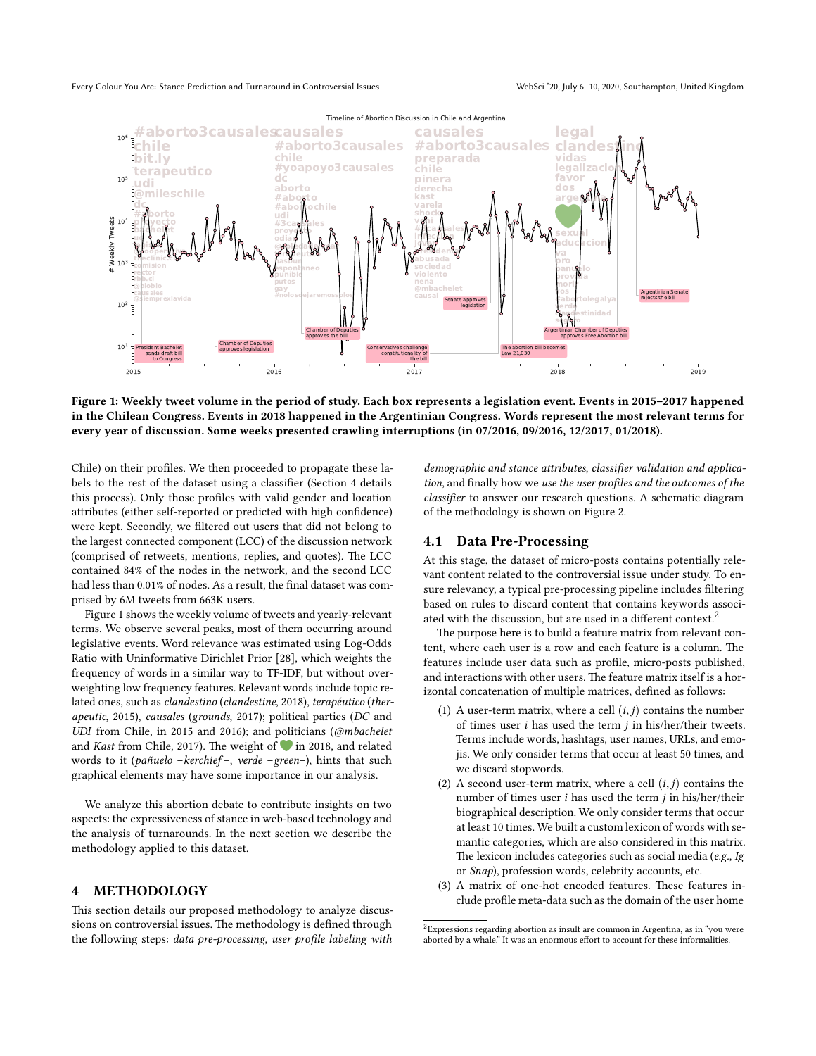**Figure 1: Weekly tweet volume in the period of study. Each box represents a legislation event. Events in 2015–2017 happened in the Chilean Congress. Events in 2018 happened in the Argentinian Congress. Words represent the most relevant terms for every year of discussion. Some weeks presented crawling interruptions (in 07/2016, 09/2016, 12/2017, 01/2018).**

Chile) on their profiles. We then proceeded to propagate these labels to the rest of the dataset using a classifier (Section 4 details this process). Only those profiles with valid gender and location attributes (either self-reported or predicted with high confidence) were kept. Secondly, we filtered out users that did not belong to the largest connected component (LCC) of the discussion network (comprised of retweets, mentions, replies, and quotes). The LCC contained 84% of the nodes in the network, and the second LCC had less than 0.01% of nodes. As a result, the final dataset was comprised by 6M tweets from 663K users.

Figure 1 shows the weekly volume of tweets and yearly-relevant terms. We observe several peaks, most of them occurring around legislative events. Word relevance was estimated using Log-Odds Ratio with Uninformative Dirichlet Prior [28], which weights the frequency of words in a similar way to TF-IDF, but without over-weighting low frequency features. Relevant words include topic related ones, such as *clandestino* (*clandestine*, 2018), *terapéutico* (*therapeutic*, 2015), *causales* (*grounds*, 2017); political parties (*DC* and *UDI* from Chile, in 2015 and 2016); and politicians (*@mbachelet* and *Kast* from Chile, 2017). The weight of 💚 in 2018, and related words to it (*pañuelo* –*kerchief*–, *verde* –*green*–), hints that such graphical elements may have some importance in our analysis.

We analyze this abortion debate to contribute insights on two aspects: the expressiveness of stance in web-based technology and the analysis of turnarounds. In the next section we describe the methodology applied to this dataset.

## 4 METHODOLOGY

This section details our proposed methodology to analyze discussions on controversial issues. The methodology is defined through the following steps: *data pre-processing*, *user profile labeling with demographic and stance attributes*, *classifier validation and application*, and finally how we *use the user profiles and the outcomes of the classifier* to answer our research questions. A schematic diagram of the methodology is shown on Figure 2.

### 4.1 Data Pre-Processing

At this stage, the dataset of micro-posts contains potentially relevant content related to the controversial issue under study. To ensure relevancy, a typical pre-processing pipeline includes filtering based on rules to discard content that contains keywords associated with the discussion, but are used in a different context.[2]

The purpose here is to build a feature matrix from relevant content, where each user is a row and each feature is a column. The features include user data such as profile, micro-posts published, and interactions with other users. The feature matrix itself is a horizontal concatenation of multiple matrices, defined as follows:

1. A user-term matrix, where a cell $(i, j)$ contains the number of times user $i$ has used the term $j$ in his/her/their tweets. Terms include words, hashtags, user names, URLs, and emojis. We only consider terms that occur at least 50 times, and we discard stopwords.
2. A second user-term matrix, where a cell $(i, j)$ contains the number of times user $i$ has used the term $j$ in his/her/their biographical description. We only consider terms that occur at least 10 times. We built a custom lexicon of words with semantic categories, which are also considered in this matrix. The lexicon includes categories such as social media (*e.g.*, *Ig* or *Snap*), profession words, celebrity accounts, etc.
3. A matrix of one-hot encoded features. These features include profile meta-data such as the domain of the user home

[2] Expressions regarding abortion as insult are common in Argentina, as in "you were aborted by a whale." It was an enormous effort to account for these informalities.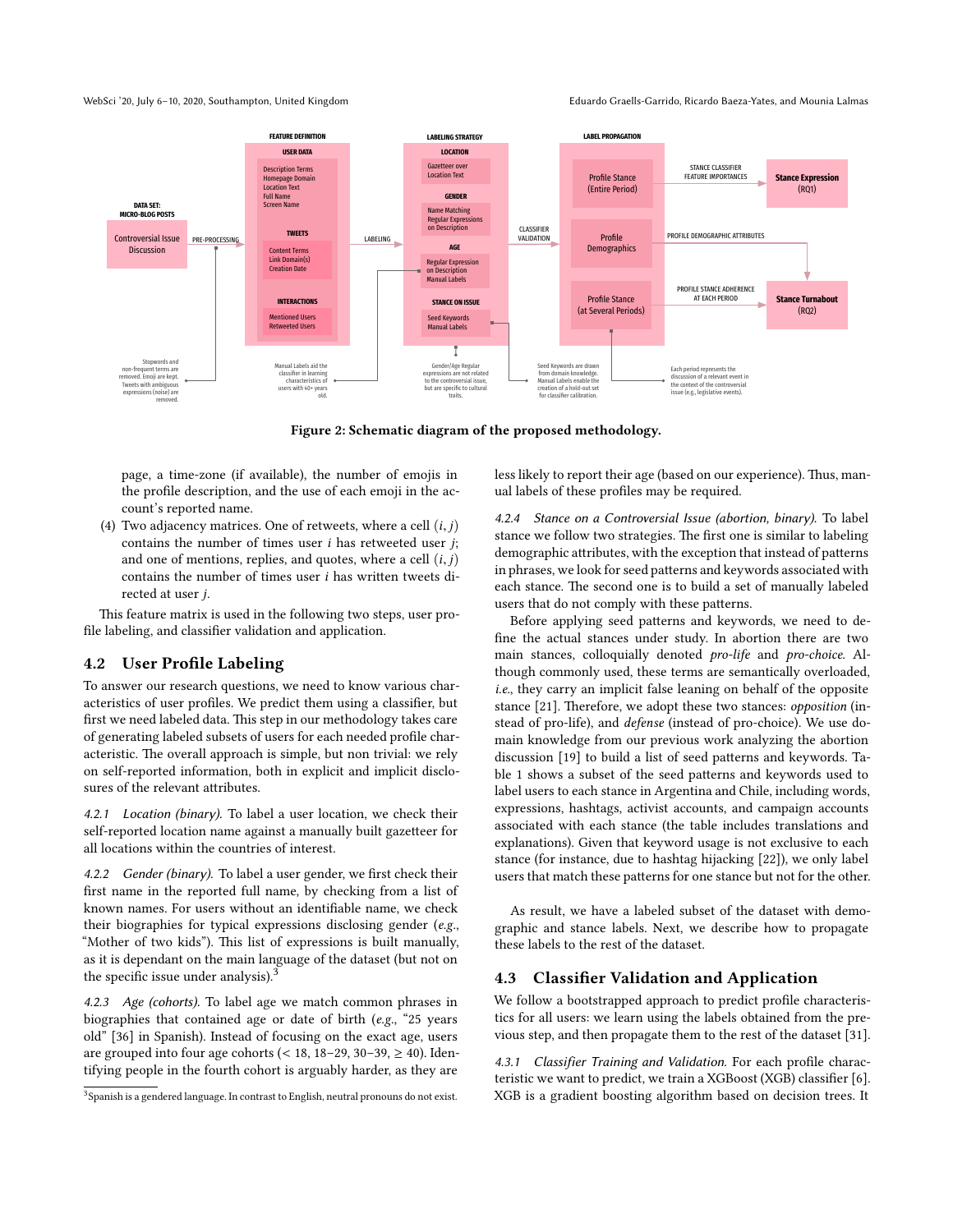Figure 2: Schematic diagram of the proposed methodology.

page, a time-zone (if available), the number of emojis in the profile description, and the use of each emoji in the account's reported name.

(4) Two adjacency matrices. One of retweets, where a cell $(i, j)$ contains the number of times user $i$ has retweeted user $j$; and one of mentions, replies, and quotes, where a cell $(i, j)$ contains the number of times user $i$ has written tweets directed at user $j$.

This feature matrix is used in the following two steps, user profile labeling, and classifier validation and application.

## 4.2 User Profile Labeling

To answer our research questions, we need to know various characteristics of user profiles. We predict them using a classifier, but first we need labeled data. This step in our methodology takes care of generating labeled subsets of users for each needed profile characteristic. The overall approach is simple, but non trivial: we rely on self-reported information, both in explicit and implicit disclosures of the relevant attributes.

*4.2.1 Location (binary).* To label a user location, we check their self-reported location name against a manually built gazetteer for all locations within the countries of interest.

*4.2.2 Gender (binary).* To label a user gender, we first check their first name in the reported full name, by checking from a list of known names. For users without an identifiable name, we check their biographies for typical expressions disclosing gender (*e.g.*, "Mother of two kids"). This list of expressions is built manually, as it is dependant on the main language of the dataset (but not on the specific issue under analysis).[3]

*4.2.3 Age (cohorts).* To label age we match common phrases in biographies that contained age or date of birth (*e.g.*, "25 years old" [36] in Spanish). Instead of focusing on the exact age, users are grouped into four age cohorts ($<18$, 18–29, 30–39, $\geq 40$). Identifying people in the fourth cohort is arguably harder, as they are less likely to report their age (based on our experience). Thus, manual labels of these profiles may be required.

*4.2.4 Stance on a Controversial Issue (abortion, binary).* To label stance we follow two strategies. The first one is similar to labeling demographic attributes, with the exception that instead of patterns in phrases, we look for seed patterns and keywords associated with each stance. The second one is to build a set of manually labeled users that do not comply with these patterns.

Before applying seed patterns and keywords, we need to define the actual stances under study. In abortion there are two main stances, colloquially denoted *pro-life* and *pro-choice*. Although commonly used, these terms are semantically overloaded, *i.e.*, they carry an implicit false leaning on behalf of the opposite stance [21]. Therefore, we adopt these two stances: *opposition* (instead of pro-life), and *defense* (instead of pro-choice). We use domain knowledge from our previous work analyzing the abortion discussion [19] to build a list of seed patterns and keywords. Table 1 shows a subset of the seed patterns and keywords used to label users to each stance in Argentina and Chile, including words, expressions, hashtags, activist accounts, and campaign accounts associated with each stance (the table includes translations and explanations). Given that keyword usage is not exclusive to each stance (for instance, due to hashtag hijacking [22]), we only label users that match these patterns for one stance but not for the other.

As result, we have a labeled subset of the dataset with demographic and stance labels. Next, we describe how to propagate these labels to the rest of the dataset.

## 4.3 Classifier Validation and Application

We follow a bootstrapped approach to predict profile characteristics for all users: we learn using the labels obtained from the previous step, and then propagate them to the rest of the dataset [31].

*4.3.1 Classifier Training and Validation.* For each profile characteristic we want to predict, we train a XGBoost (XGB) classifier [6]. XGB is a gradient boosting algorithm based on decision trees. It

[3] Spanish is a gendered language. In contrast to English, neutral pronouns do not exist.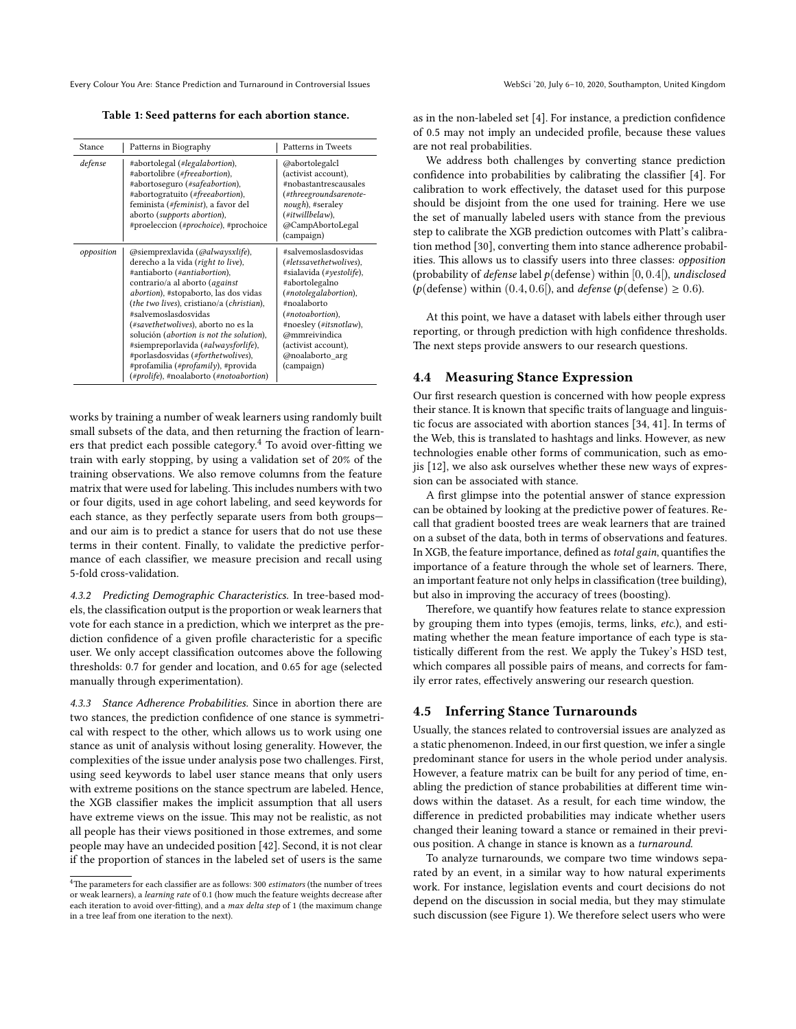Table 1: Seed patterns for each abortion stance.

| Stance | Patterns in Biography | Patterns in Tweets |
| --- | --- | --- |
| *defense* | #abortolegal (*#legalabortion*), #abortolibre (*#freeabortion*), #abortoseguro (*#safeabortion*), #abortogratuito (*#freeabortion*), feminista (*#feminist*), a favor del aborto (*supports abortion*), #proeleccion (*#prochoice*), #prochoice | @abortolegalcl (activist account), #nobastantrescausales (*#threegroundsarenotenough*), #seraley (*#itwillbelaw*), @CampAbortoLegal (campaign) |
| *opposition* | @siempreprovida (*@alwaysxlife*), derecho a la vida (*right to live*), #antiaborto (*#antiabortion*), contrario/a al aborto (*against abortion*), #stopaborto, las dos vidas (*the two lives*), cristiano/a (*christian*), #salvemoslasdosvidas (*#savethetwolives*), aborto no es la solución (*abortion is not the solution*), #siempreporlavida (*#alwaysforlife*), #porlasdosvidas (*#forthetwolives*), #profamilia (*#profamily*), #provida (*#prolife*), #noalaborto (*#notoabortion*) | #salvemoslasdosvidas (*#letssavethetwolives*), #sialavida (*#yestolife*), #abortolegalno (*#notolegalabortion*), #noalaborto (*#notoabortion*), #noesley (*#itsnotlaw*), @mmreivindica (activist account), @noalaborto_arg (campaign) |

works by training a number of weak learners using randomly built small subsets of the data, and then returning the fraction of learners that predict each possible category.[4] To avoid over-fitting we train with early stopping, by using a validation set of 20% of the training observations. We also remove columns from the feature matrix that were used for labeling. This includes numbers with two or four digits, used in age cohort labeling, and seed keywords for each stance, as they perfectly separate users from both groups—and our aim is to predict a stance for users that do not use these terms in their content. Finally, to validate the predictive performance of each classifier, we measure precision and recall using 5-fold cross-validation.

*4.3.2 Predicting Demographic Characteristics.* In tree-based models, the classification output is the proportion or weak learners that vote for each stance in a prediction, which we interpret as the prediction confidence of a given profile characteristic for a specific user. We only accept classification outcomes above the following thresholds: 0.7 for gender and location, and 0.65 for age (selected manually through experimentation).

*4.3.3 Stance Adherence Probabilities.* Since in abortion there are two stances, the prediction confidence of one stance is symmetrical with respect to the other, which allows us to work using one stance as unit of analysis without losing generality. However, the complexities of the issue under analysis pose two challenges. First, using seed keywords to label user stance means that only users with extreme positions on the stance spectrum are labeled. Hence, the XGB classifier makes the implicit assumption that all users have extreme views on the issue. This may not be realistic, as not all people has their views positioned in those extremes, and some people may have an undecided position [42]. Second, it is not clear if the proportion of stances in the labeled set of users is the same as in the non-labeled set [4]. For instance, a prediction confidence of 0.5 may not imply an undecided profile, because these values are not real probabilities.

[4] The parameters for each classifier are as follows: 300 *estimators* (the number of trees or weak learners), a *learning rate* of 0.1 (how much the feature weights decrease after each iteration to avoid over-fitting), and a *max delta step* of 1 (the maximum change in a tree leaf from one iteration to the next).

We address both challenges by converting stance prediction confidence into probabilities by calibrating the classifier [4]. For calibration to work effectively, the dataset used for this purpose should be disjoint from the one used for training. Here we use the set of manually labeled users with stance from the previous step to calibrate the XGB prediction outcomes with Platt's calibration method [30], converting them into stance adherence probabilities. This allows us to classify users into three classes: *opposition* (probability of *defense* label $p(\text{defense})$ within $[0, 0.4[$), *undisclosed* ($p(\text{defense})$ within $(0.4, 0.6[$), and *defense* ($p(\text{defense}) \geq 0.6$).

At this point, we have a dataset with labels either through user reporting, or through prediction with high confidence thresholds. The next steps provide answers to our research questions.

### 4.4 Measuring Stance Expression

Our first research question is concerned with how people express their stance. It is known that specific traits of language and linguistic focus are associated with abortion stances [34, 41]. In terms of the Web, this is translated to hashtags and links. However, as new technologies enable other forms of communication, such as emojis [12], we also ask ourselves whether these new ways of expression can be associated with stance.

A first glimpse into the potential answer of stance expression can be obtained by looking at the predictive power of features. Recall that gradient boosted trees are weak learners that are trained on a subset of the data, both in terms of observations and features. In XGB, the feature importance, defined as *total gain*, quantifies the importance of a feature through the whole set of learners. There, an important feature not only helps in classification (tree building), but also in improving the accuracy of trees (boosting).

Therefore, we quantify how features relate to stance expression by grouping them into types (emojis, terms, links, *etc.*), and estimating whether the mean feature importance of each type is statistically different from the rest. We apply the Tukey's HSD test, which compares all possible pairs of means, and corrects for family error rates, effectively answering our research question.

### 4.5 Inferring Stance Turnarounds

Usually, the stances related to controversial issues are analyzed as a static phenomenon. Indeed, in our first question, we infer a single predominant stance for users in the whole period under analysis. However, a feature matrix can be built for any period of time, enabling the prediction of stance probabilities at different time windows within the dataset. As a result, for each time window, the difference in predicted probabilities may indicate whether users changed their leaning toward a stance or remained in their previous position. A change in stance is known as a *turnaround*.

To analyze turnarounds, we compare two time windows separated by an event, in a similar way to how natural experiments work. For instance, legislation events and court decisions do not depend on the discussion in social media, but they may stimulate such discussion (see Figure 1). We therefore select users who were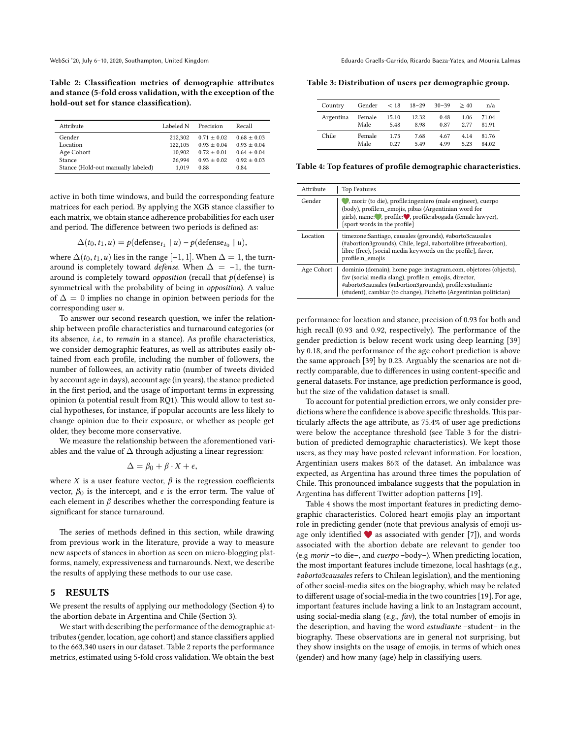Table 2: Classification metrics of demographic attributes and stance (5-fold cross validation, with the exception of the hold-out set for stance classification).

| Attribute | Labeled N | Precision | Recall |
|---|---|---|---|
| Gender | 212,302 | 0.71 ± 0.02 | 0.68 ± 0.03 |
| Location | 122,105 | 0.93 ± 0.04 | 0.93 ± 0.04 |
| Age Cohort | 10,902 | 0.72 ± 0.01 | 0.64 ± 0.04 |
| Stance | 26,994 | 0.93 ± 0.02 | 0.92 ± 0.03 |
| Stance (Hold-out manually labeled) | 1,019 | 0.88 | 0.84 |

active in both time windows, and build the corresponding feature matrices for each period. By applying the XGB stance classifier to each matrix, we obtain stance adherence probabilities for each user and period. The difference between two periods is defined as:

$$\Delta(t_0, t_1, u) = p(\text{defense}_{t_1} \mid u) - p(\text{defense}_{t_0} \mid u),$$

where $\Delta(t_0, t_1, u)$ lies in the range $[-1, 1]$. When $\Delta = 1$, the turnaround is completely toward *defense*. When $\Delta = -1$, the turnaround is completely toward *opposition* (recall that $p(\text{defense})$ is symmetrical with the probability of being in *opposition*). A value of $\Delta = 0$ implies no change in opinion between periods for the corresponding user $u$.

To answer our second research question, we infer the relationship between profile characteristics and turnaround categories (or its absence, *i.e.*, to *remain* in a stance). As profile characteristics, we consider demographic features, as well as attributes easily obtained from each profile, including the number of followers, the number of followees, an activity ratio (number of tweets divided by account age in days), account age (in years), the stance predicted in the first period, and the usage of important terms in expressing opinion (a potential result from RQ1). This would allow to test social hypotheses, for instance, if popular accounts are less likely to change opinion due to their exposure, or whether as people get older, they become more conservative.

We measure the relationship between the aforementioned variables and the value of $\Delta$ through adjusting a linear regression:

$$\Delta = \beta_0 + \beta \cdot X + \epsilon,$$

where $X$ is a user feature vector, $\beta$ is the regression coefficients vector, $\beta_0$ is the intercept, and $\epsilon$ is the error term. The value of each element in $\beta$ describes whether the corresponding feature is significant for stance turnaround.

The series of methods defined in this section, while drawing from previous work in the literature, provide a way to measure new aspects of stances in abortion as seen on micro-blogging platforms, namely, expressiveness and turnarounds. Next, we describe the results of applying these methods to our use case.

## 5 RESULTS

We present the results of applying our methodology (Section 4) to the abortion debate in Argentina and Chile (Section 3).

We start with describing the performance of the demographic attributes (gender, location, age cohort) and stance classifiers applied to the 663,340 users in our dataset. Table 2 reports the performance metrics, estimated using 5-fold cross validation. We obtain the best performance for location and stance, precision of 0.93 for both and high recall (0.93 and 0.92, respectively). The performance of the gender prediction is below recent work using deep learning [39] by 0.18, and the performance of the age cohort prediction is above the same approach [39] by 0.23. Arguably the scenarios are not directly comparable, due to differences in using content-specific and general datasets. For instance, age prediction performance is good, but the size of the validation dataset is small.

Table 3: Distribution of users per demographic group.

| Country | Gender | < 18 | 18–29 | 30–39 | ≥ 40 | n/a |
|---|---|---|---|---|---|---|
| Argentina | Female | 15.10 | 12.32 | 0.48 | 1.06 | 71.04 |
| | Male | 5.48 | 8.98 | 0.87 | 2.77 | 81.91 |
| Chile | Female | 1.75 | 7.68 | 4.67 | 4.14 | 81.76 |
| | Male | 0.27 | 5.49 | 4.99 | 5.23 | 84.02 |

Table 4: Top features of profile demographic characteristics.

| Attribute | Top Features |
|---|---|
| Gender | 💚, morir (to die), profile:ingeniero (male engineer), cuerpo (body), profile:n_emojis, pibas (Argentinian word for girls), name:💚, profile:❤️, profile:abogada (female lawyer), [sport words in the profile] |
| Location | timezone:Santiago, causales (grounds), #aborto3causales (#abortion3grounds), Chile, legal, #abortolibre (#freeabortion), libre (free), [social media keywords on the profile], favor, profile:n_emojis |
| Age Cohort | dominio (domain), home page: instagram.com, objetores (objects), fav (social media slang), profile:n_emojis, director, #aborto3causales (#abortion3grounds), profile:estudiante (student), cambiar (to change), Pichetto (Argentinian politician) |

To account for potential prediction errors, we only consider predictions where the confidence is above specific thresholds. This particularly affects the age attribute, as 75.4% of user age predictions were below the acceptance threshold (see Table 3 for the distribution of predicted demographic characteristics). We kept those users, as they may have posted relevant information. For location, Argentinian users makes 86% of the dataset. An imbalance was expected, as Argentina has around three times the population of Chile. This pronounced imbalance suggests that the population in Argentina has different Twitter adoption patterns [19].

Table 4 shows the most important features in predicting demographic characteristics. Colored heart emojis play an important role in predicting gender (note that previous analysis of emoji usage only identified ❤️ as associated with gender [7]), and words associated with the abortion debate are relevant to gender too (e.g *morir* –to die–, and *cuerpo* –body–). When predicting location, the most important features include timezone, local hashtags (*e.g.*, *#aborto3causales* refers to Chilean legislation), and the mentioning of other social-media sites on the biography, which may be related to different usage of social-media in the two countries [19]. For age, important features include having a link to an Instagram account, using social-media slang (*e.g.*, *fav*), the total number of emojis in the description, and having the word *estudiante* –student– in the biography. These observations are in general not surprising, but they show insights on the usage of emojis, in terms of which ones (gender) and how many (age) help in classifying users.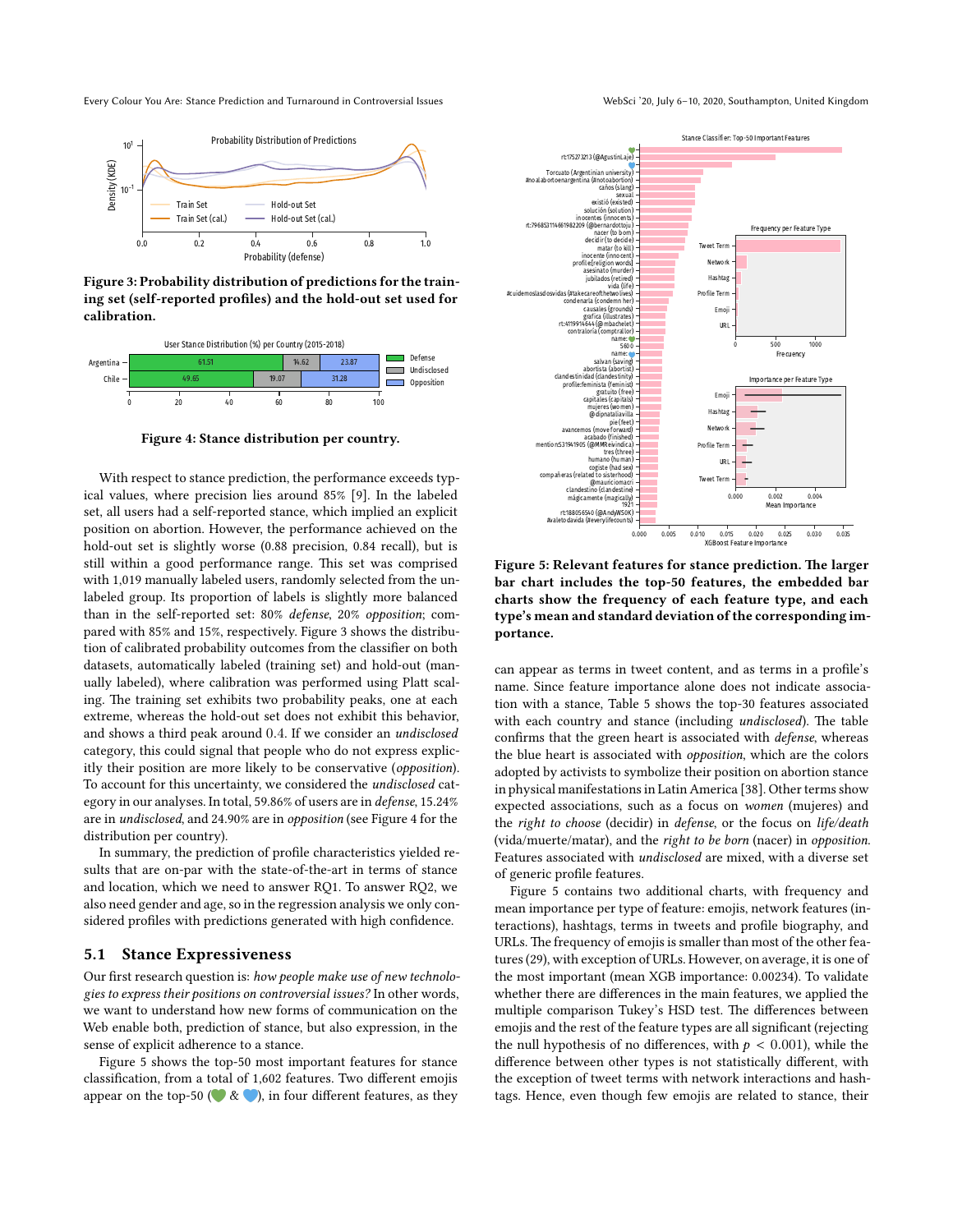Figure 3: Probability distribution of predictions for the training set (self-reported profiles) and the hold-out set used for calibration.

Figure 4: Stance distribution per country.

With respect to stance prediction, the performance exceeds typical values, where precision lies around 85% [9]. In the labeled set, all users had a self-reported stance, which implied an explicit position on abortion. However, the performance achieved on the hold-out set is slightly worse (0.88 precision, 0.84 recall), but is still within a good performance range. This set was comprised with 1,019 manually labeled users, randomly selected from the unlabeled group. Its proportion of labels is slightly more balanced than in the self-reported set: 80% *defense*, 20% *opposition*; compared with 85% and 15%, respectively. Figure 3 shows the distribution of calibrated probability outcomes from the classifier on both datasets, automatically labeled (training set) and hold-out (manually labeled), where calibration was performed using Platt scaling. The training set exhibits two probability peaks, one at each extreme, whereas the hold-out set does not exhibit this behavior, and shows a third peak around 0.4. If we consider an *undisclosed* category, this could signal that people who do not express explicitly their position are more likely to be conservative (*opposition*). To account for this uncertainty, we considered the *undisclosed* category in our analyses. In total, 59.86% of users are in *defense*, 15.24% are in *undisclosed*, and 24.90% are in *opposition* (see Figure 4 for the distribution per country).

In summary, the prediction of profile characteristics yielded results that are on-par with the state-of-the-art in terms of stance and location, which we need to answer RQ1. To answer RQ2, we also need gender and age, so in the regression analysis we only considered profiles with predictions generated with high confidence.

## 5.1 Stance Expressiveness

Our first research question is: *how people make use of new technologies to express their positions on controversial issues?* In other words, we want to understand how new forms of communication on the Web enable both, prediction of stance, but also expression, in the sense of explicit adherence to a stance.

Figure 5 shows the top-50 most important features for stance classification, from a total of 1,602 features. Two different emojis appear on the top-50 (💚 & 💙), in four different features, as they

Figure 5: Relevant features for stance prediction. The larger bar chart includes the top-50 features, the embedded bar charts show the frequency of each feature type, and each type's mean and standard deviation of the corresponding importance.

can appear as terms in tweet content, and as terms in a profile's name. Since feature importance alone does not indicate association with a stance, Table 5 shows the top-30 features associated with each country and stance (including *undisclosed*). The table confirms that the green heart is associated with *defense*, whereas the blue heart is associated with *opposition*, which are the colors adopted by activists to symbolize their position on abortion stance in physical manifestations in Latin America [38]. Other terms show expected associations, such as a focus on *women* (mujeres) and the *right to choose* (decidir) in *defense*, or the focus on *life/death* (vida/muerte/matar), and the *right to be born* (nacer) in *opposition*. Features associated with *undisclosed* are mixed, with a diverse set of generic profile features.

Figure 5 contains two additional charts, with frequency and mean importance per type of feature: emojis, network features (interactions), hashtags, terms in tweets and profile biography, and URLs. The frequency of emojis is smaller than most of the other features (29), with exception of URLs. However, on average, it is one of the most important (mean XGB importance: 0.00234). To validate whether there are differences in the main features, we applied the multiple comparison Tukey's HSD test. The differences between emojis and the rest of the feature types are all significant (rejecting the null hypothesis of no differences, with $p < 0.001$), while the difference between other types is not statistically different, with the exception of tweet terms with network interactions and hashtags. Hence, even though few emojis are related to stance, their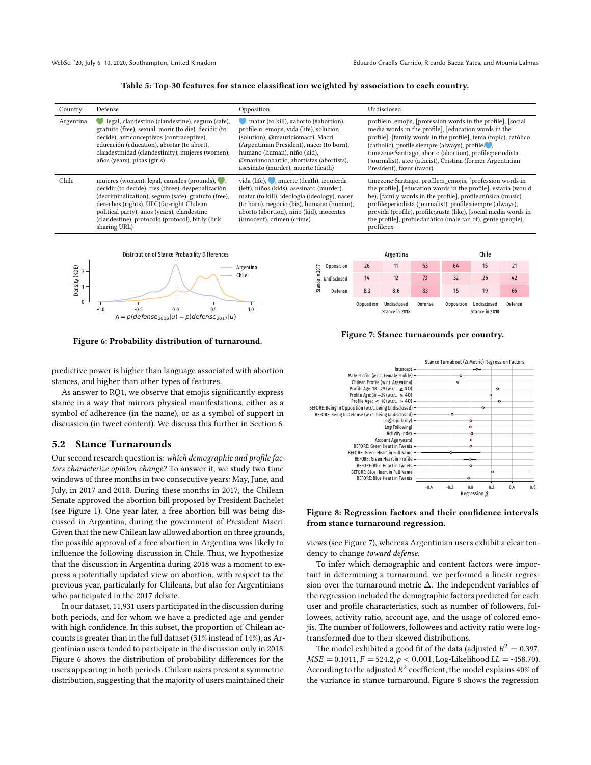**Table 5: Top-30 features for stance classification weighted by association to each country.**

| Country | Defense | Opposition | Undisclosed |
|---|---|---|---|
| Argentina | 💚, legal, clandestino (clandestine), seguro (safe), gratuito (free), sexual, morir (to die), decidir (to decide), anticonceptivos (contraceptive), educación (education), abortar (to abort), clandestinidad (clandestinity), mujeres (women), años (years), pibas (girls) | 💙, matar (to kill), #aborto (#abortion), profile:n_emojis, vida (life), solución (solution), @mauriciomacri, Macri (Argentinian President), nacer (to born), humano (human), niño (kid), @marianoobarrio, abortistas (abortists), asesinato (murder), muerte (death) | profile:n_emojis, [profession words in the profile], [social media words in the profile], [education words in the profile], [family words in the profile], tema (topic), católico (catholic), profile:siempre (always), profile:💙, timezone:Santiago, aborto (abortion), profile:periodista (journalist), ateo (atheist), Cristina (former Argentinian President), favor (favor) |
| Chile | mujeres (women), legal, causales (grounds), 💚, decidir (to decide), tres (three), despenalización (decriminalization), seguro (safe), gratuito (free), derechos (rights), UDI (far-right Chilean political party), años (years), clandestino (clandestine), protocolo (protocol), bit.ly (link sharing URL) | vida (life), 💙, muerte (death), izquierda (left), niños (kids), asesinato (murder), matar (to kill), ideología (ideology), nacer (to born), negocio (biz), humano (human), aborto (abortion), niño (kid), inocentes (innocent), crimen (crime) | timezone:Santiago, profile:n_emojis, [profession words in the profile], [education words in the profile], estaría (would be), [family words in the profile], profile:música (music), profile:periodista (journalist), profile:siempre (always), provida (profile), profile:gusta (like), [social media words in the profile], profile:fanático (male fan of), gente (people), profile:ex |

Figure 6: Probability distribution of turnaround.

Figure 7: Stance turnarounds per country.

predictive power is higher than language associated with abortion stances, and higher than other types of features.

As answer to RQ1, we observe that emojis significantly express stance in a way that mirrors physical manifestations, either as a symbol of adherence (in the name), or as a symbol of support in discussion (in tweet content). We discuss this further in Section 6.

## 5.2 Stance Turnarounds

Our second research question is: *which demographic and profile factors characterize opinion change?* To answer it, we study two time windows of three months in two consecutive years: May, June, and July, in 2017 and 2018. During these months in 2017, the Chilean Senate approved the abortion bill proposed by President Bachelet (see Figure 1). One year later, a free abortion bill was being discussed in Argentina, during the government of President Macri. Given that the new Chilean law allowed abortion on three grounds, the possible approval of a free abortion in Argentina was likely to influence the following discussion in Chile. Thus, we hypothesize that the discussion in Argentina during 2018 was a moment to express a potentially updated view on abortion, with respect to the previous year, particularly for Chileans, but also for Argentinians who participated in the 2017 debate.

In our dataset, 11,931 users participated in the discussion during both periods, and for whom we have a predicted age and gender with high confidence. In this subset, the proportion of Chilean accounts is greater than in the full dataset (31% instead of 14%), as Argentinian users tended to participate in the discussion only in 2018. Figure 6 shows the distribution of probability differences for the users appearing in both periods. Chilean users present a symmetric distribution, suggesting that the majority of users maintained their views (see Figure 7), whereas Argentinian users exhibit a clear tendency to change *toward defense.*

Figure 8: Regression factors and their confidence intervals from stance turnaround regression.

To infer which demographic and content factors were important in determining a turnaround, we performed a linear regression over the turnaround metric $\Delta$. The independent variables of the regression included the demographic factors predicted for each user and profile characteristics, such as number of followers, followees, activity ratio, account age, and the usage of colored emojis. The number of followers, followees and activity ratio were log-transformed due to their skewed distributions.

The model exhibited a good fit of the data (adjusted $R^2 = 0.397$, $MSE = 0.1011$, $F = 524.2, p < 0.001$, Log-Likelihood $LL =$ -458.70). According to the adjusted $R^2$ coefficient, the model explains 40% of the variance in stance turnaround. Figure 8 shows the regression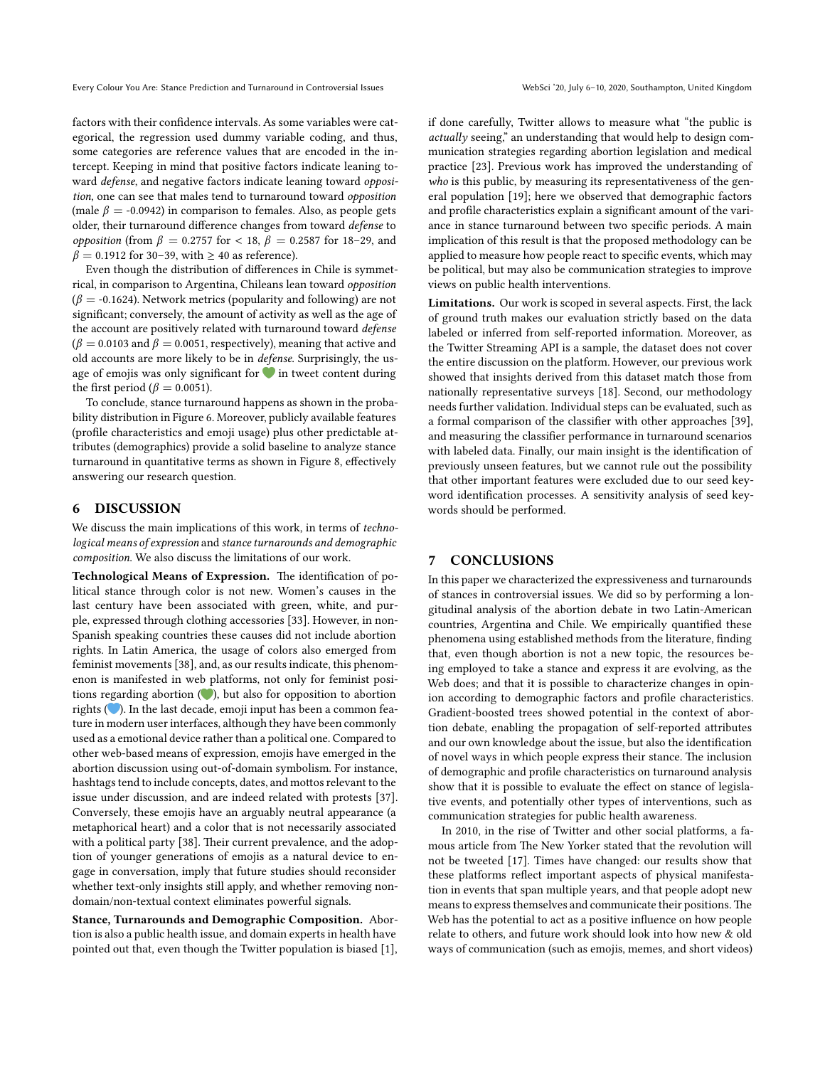factors with their confidence intervals. As some variables were categorical, the regression used dummy variable coding, and thus, some categories are reference values that are encoded in the intercept. Keeping in mind that positive factors indicate leaning toward *defense*, and negative factors indicate leaning toward *opposition*, one can see that males tend to turnaround toward *opposition* (male $\beta$ = -0.0942) in comparison to females. Also, as people gets older, their turnaround difference changes from toward *defense* to *opposition* (from $\beta$ = 0.2757 for < 18, $\beta$ = 0.2587 for 18–29, and $\beta$ = 0.1912 for 30–39, with ≥ 40 as reference).

Even though the distribution of differences in Chile is symmetrical, in comparison to Argentina, Chileans lean toward *opposition* ($\beta$ = -0.1624). Network metrics (popularity and following) are not significant; conversely, the amount of activity as well as the age of the account are positively related with turnaround toward *defense* ($\beta$ = 0.0103 and $\beta$ = 0.0051, respectively), meaning that active and old accounts are more likely to be in *defense*. Surprisingly, the usage of emojis was only significant for 💚 in tweet content during the first period ($\beta$ = 0.0051).

To conclude, stance turnaround happens as shown in the probability distribution in Figure 6. Moreover, publicly available features (profile characteristics and emoji usage) plus other predictable attributes (demographics) provide a solid baseline to analyze stance turnaround in quantitative terms as shown in Figure 8, effectively answering our research question.

## 6 DISCUSSION

We discuss the main implications of this work, in terms of *technological means of expression* and *stance turnarounds and demographic composition*. We also discuss the limitations of our work.

**Technological Means of Expression.** The identification of political stance through color is not new. Women's causes in the last century have been associated with green, white, and purple, expressed through clothing accessories [33]. However, in non-Spanish speaking countries these causes did not include abortion rights. In Latin America, the usage of colors also emerged from feminist movements [38], and, as our results indicate, this phenomenon is manifested in web platforms, not only for feminist positions regarding abortion (💚), but also for opposition to abortion rights (💙). In the last decade, emoji input has been a common feature in modern user interfaces, although they have been commonly used as a emotional device rather than a political one. Compared to other web-based means of expression, emojis have emerged in the abortion discussion using out-of-domain symbolism. For instance, hashtags tend to include concepts, dates, and mottos relevant to the issue under discussion, and are indeed related with protests [37]. Conversely, these emojis have an arguably neutral appearance (a metaphorical heart) and a color that is not necessarily associated with a political party [38]. Their current prevalence, and the adoption of younger generations of emojis as a natural device to engage in conversation, imply that future studies should reconsider whether text-only insights still apply, and whether removing non-domain/non-textual context eliminates powerful signals.

**Stance, Turnarounds and Demographic Composition.** Abortion is also a public health issue, and domain experts in health have pointed out that, even though the Twitter population is biased [1], if done carefully, Twitter allows to measure what "the public is *actually* seeing," an understanding that would help to design communication strategies regarding abortion legislation and medical practice [23]. Previous work has improved the understanding of *who* is this public, by measuring its representativeness of the general population [19]; here we observed that demographic factors and profile characteristics explain a significant amount of the variance in stance turnaround between two specific periods. A main implication of this result is that the proposed methodology can be applied to measure how people react to specific events, which may be political, but may also be communication strategies to improve views on public health interventions.

**Limitations.** Our work is scoped in several aspects. First, the lack of ground truth makes our evaluation strictly based on the data labeled or inferred from self-reported information. Moreover, as the Twitter Streaming API is a sample, the dataset does not cover the entire discussion on the platform. However, our previous work showed that insights derived from this dataset match those from nationally representative surveys [18]. Second, our methodology needs further validation. Individual steps can be evaluated, such as a formal comparison of the classifier with other approaches [39], and measuring the classifier performance in turnaround scenarios with labeled data. Finally, our main insight is the identification of previously unseen features, but we cannot rule out the possibility that other important features were excluded due to our seed keyword identification processes. A sensitivity analysis of seed keywords should be performed.

## 7 CONCLUSIONS

In this paper we characterized the expressiveness and turnarounds of stances in controversial issues. We did so by performing a longitudinal analysis of the abortion debate in two Latin-American countries, Argentina and Chile. We empirically quantified these phenomena using established methods from the literature, finding that, even though abortion is not a new topic, the resources being employed to take a stance and express it are evolving, as the Web does; and that it is possible to characterize changes in opinion according to demographic factors and profile characteristics. Gradient-boosted trees showed potential in the context of abortion debate, enabling the propagation of self-reported attributes and our own knowledge about the issue, but also the identification of novel ways in which people express their stance. The inclusion of demographic and profile characteristics on turnaround analysis show that it is possible to evaluate the effect on stance of legislative events, and potentially other types of interventions, such as communication strategies for public health awareness.

In 2010, in the rise of Twitter and other social platforms, a famous article from The New Yorker stated that the revolution will not be tweeted [17]. Times have changed: our results show that these platforms reflect important aspects of physical manifestation in events that span multiple years, and that people adopt new means to express themselves and communicate their positions. The Web has the potential to act as a positive influence on how people relate to others, and future work should look into how new & old ways of communication (such as emojis, memes, and short videos)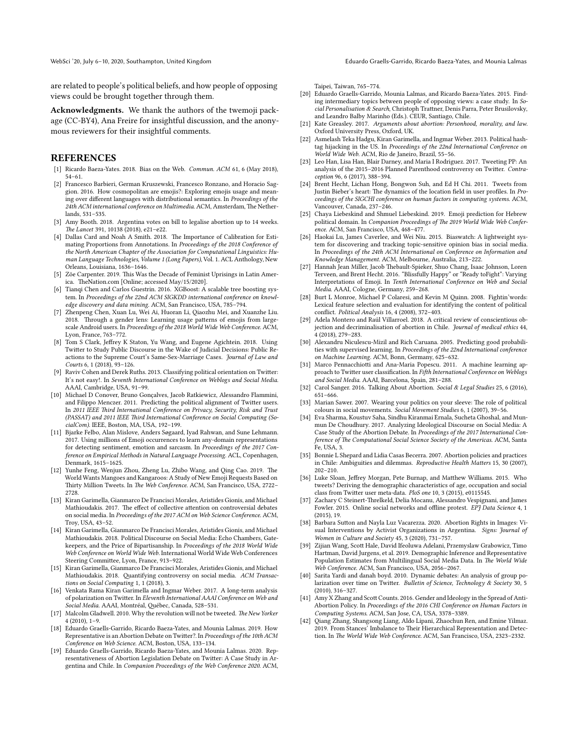are related to people's political beliefs, and how people of opposing views could be brought together through them.

**Acknowledgments.** We thank the authors of the twemoji package (CC-BY4), Ana Freire for insightful discussion, and the anonymous reviewers for their insightful comments.

## REFERENCES

[1] Ricardo Baeza-Yates. 2018. Bias on the Web. *Commun. ACM* 61, 6 (May 2018), 54–61.

[2] Francesco Barbieri, German Kruszewski, Francesco Ronzano, and Horacio Saggion. 2016. How cosmopolitan are emojis?: Exploring emojis usage and meaning over different languages with distributional semantics. In *Proceedings of the 24th ACM international conference on Multimedia*. ACM, Amsterdam, The Netherlands, 531–535.

[3] Amy Booth. 2018. Argentina votes on bill to legalise abortion up to 14 weeks. *The Lancet* 391, 10138 (2018), e21–e22.

[4] Dallas Card and Noah A Smith. 2018. The Importance of Calibration for Estimating Proportions from Annotations. In *Proceedings of the 2018 Conference of the North American Chapter of the Association for Computational Linguistics: Human Language Technologies, Volume 1 (Long Papers)*, Vol. 1. ACL Anthology, New Orleans, Louisiana, 1636–1646.

[5] Zöe Carpenter. 2019. This Was the Decade of Feminist Uprisings in Latin America. TheNation.com [Online; accessed May/15/2020].

[6] Tianqi Chen and Carlos Guestrin. 2016. XGBoost: A scalable tree boosting system. In *Proceedings of the 22nd ACM SIGKDD international conference on knowledge discovery and data mining*. ACM, San Francisco, USA, 785–794.

[7] Zhenpeng Chen, Xuan Lu, Wei Ai, Huoran Li, Qiaozhu Mei, and Xuanzhe Liu. 2018. Through a gender lens: Learning usage patterns of emojis from large-scale Android users. In *Proceedings of the 2018 World Wide Web Conference*. ACM, Lyon, France, 763–772.

[8] Tom S Clark, Jeffrey K Staton, Yu Wang, and Eugene Agichtein. 2018. Using Twitter to Study Public Discourse in the Wake of Judicial Decisions: Public Reactions to the Supreme Court's Same-Sex-Marriage Cases. *Journal of Law and Courts* 6, 1 (2018), 93–126.

[9] Raviv Cohen and Derek Ruths. 2013. Classifying political orientation on Twitter: It's not easy!. In *Seventh International Conference on Weblogs and Social Media*. AAAI, Cambridge, USA, 91–99.

[10] Michael D Conover, Bruno Gonçalves, Jacob Ratkiewicz, Alessandro Flammini, and Filippo Menczer. 2011. Predicting the political alignment of Twitter users. In *2011 IEEE Third International Conference on Privacy, Security, Risk and Trust (PASSAT) and 2011 IEEE Third International Conference on Social Computing (SocialCom)*. IEEE, Boston, MA, USA, 192–199.

[11] Bjarke Felbo, Alan Mislove, Anders Søgaard, Iyad Rahwan, and Sune Lehmann. 2017. Using millions of Emoji occurrences to learn any-domain representations for detecting sentiment, emotion and sarcasm. In *Proceedings of the 2017 Conference on Empirical Methods in Natural Language Processing*. ACL, Copenhagen, Denmark, 1615–1625.

[12] Yunhe Feng, Wenjun Zhou, Zheng Lu, Zhibo Wang, and Qing Cao. 2019. The World Wants Mangoes and Kangaroos: A Study of New Emoji Requests Based on Thirty Million Tweets. In *The Web Conference*. ACM, San Francisco, USA, 2722–2728.

[13] Kiran Garimella, Gianmarco De Francisci Morales, Aristides Gionis, and Michael Mathioudakis. 2017. The effect of collective attention on controversial debates on social media. In *Proceedings of the 2017 ACM on Web Science Conference*. ACM, Troy, USA, 43–52.

[14] Kiran Garimella, Gianmarco De Francisci Morales, Aristides Gionis, and Michael Mathioudakis. 2018. Political Discourse on Social Media: Echo Chambers, Gatekeepers, and the Price of Bipartisanship. In *Proceedings of the 2018 World Wide Web Conference on World Wide Web*. International World Wide Web Conferences Steering Committee, Lyon, France, 913–922.

[15] Kiran Garimella, Gianmarco De Francisci Morales, Aristides Gionis, and Michael Mathioudakis. 2018. Quantifying controversy on social media. *ACM Transactions on Social Computing* 1, 1 (2018), 3.

[16] Venkata Rama Kiran Garimella and Ingmar Weber. 2017. A long-term analysis of polarization on Twitter. In *Eleventh International AAAI Conference on Web and Social Media*. AAAI, Montréal, Québec, Canada, 528–531.

[17] Malcolm Gladwell. 2010. Why the revolution will not be tweeted. *The New Yorker* 4 (2010), 1–9.

[18] Eduardo Graells-Garrido, Ricardo Baeza-Yates, and Mounia Lalmas. 2019. How Representative is an Abortion Debate on Twitter?. In *Proceedings of the 10th ACM Conference on Web Science*. ACM, Boston, USA, 133–134.

[19] Eduardo Graells-Garrido, Ricardo Baeza-Yates, and Mounia Lalmas. 2020. Representativeness of Abortion Legislation Debate on Twitter: A Case Study in Argentina and Chile. In *Companion Proceedings of the Web Conference 2020*. ACM, Taipei, Taiwan, 765–774.

[20] Eduardo Graells-Garrido, Mounia Lalmas, and Ricardo Baeza-Yates. 2015. Finding intermediary topics between people of opposing views: a case study. In *Social Personalisation & Search*, Christoph Trattner, Denis Parra, Peter Brusilovsky, and Leandro Balby Marinho (Eds.). CEUR, Santiago, Chile.

[21] Kate Greasley. 2017. *Arguments about abortion: Personhood, morality, and law*. Oxford University Press, Oxford, UK.

[22] Asmelash Teka Hadgu, Kiran Garimella, and Ingmar Weber. 2013. Political hashtag hijacking in the US. In *Proceedings of the 22nd International Conference on World Wide Web*. ACM, Rio de Janeiro, Brazil, 55–56.

[23] Leo Han, Lisa Han, Blair Darney, and Maria I Rodriguez. 2017. Tweeting PP: An analysis of the 2015–2016 Planned Parenthood controversy on Twitter. *Contraception* 96, 6 (2017), 388–394.

[24] Brent Hecht, Lichan Hong, Bongwon Suh, and Ed H Chi. 2011. Tweets from Justin Bieber's heart: The dynamics of the location field in user profiles. In *Proceedings of the SIGCHI conference on human factors in computing systems*. ACM, Vancouver, Canada, 237–246.

[25] Chaya Liebeskind and Shmuel Liebeskind. 2019. Emoji prediction for Hebrew political domain. In *Companion Proceedings of The 2019 World Wide Web Conference*. ACM, San Francisco, USA, 468–477.

[26] Haokai Lu, James Caverlee, and Wei Niu. 2015. Biaswatch: A lightweight system for discovering and tracking topic-sensitive opinion bias in social media. In *Proceedings of the 24th ACM International on Conference on Information and Knowledge Management*. ACM, Melbourne, Australia, 213–222.

[27] Hannah Jean Miller, Jacob Thebault-Spieker, Shuo Chang, Isaac Johnson, Loren Terveen, and Brent Hecht. 2016. "Blissfully Happy" or "Ready toFight": Varying Interpretations of Emoji. In *Tenth International Conference on Web and Social Media*. AAAI, Cologne, Germany, 259–268.

[28] Burt L Monroe, Michael P Colaresi, and Kevin M Quinn. 2008. Fightin'words: Lexical feature selection and evaluation for identifying the content of political conflict. *Political Analysis* 16, 4 (2008), 372–403.

[29] Adela Montero and Raúl Villarroel. 2018. A critical review of conscientious objection and decriminalisation of abortion in Chile. *Journal of medical ethics* 44, 4 (2018), 279–283.

[30] Alexandru Niculescu-Mizil and Rich Caruana. 2005. Predicting good probabilities with supervised learning. In *Proceedings of the 22nd International conference on Machine Learning*. ACM, Bonn, Germany, 625–632.

[31] Marco Pennacchiotti and Ana-Maria Popescu. 2011. A machine learning approach to Twitter user classification. In *Fifth International Conference on Weblogs and Social Media*. AAAI, Barcelona, Spain, 281–288.

[32] Carol Sanger. 2016. Talking About Abortion. *Social & Legal Studies* 25, 6 (2016), 651–666.

[33] Marian Sawer. 2007. Wearing your politics on your sleeve: The role of political colours in social movements. *Social Movement Studies* 6, 1 (2007), 39–56.

[34] Eva Sharma, Koustuv Saha, Sindhu Kiranmai Ernala, Sucheta Ghoshal, and Munmun De Choudhury. 2017. Analyzing Ideological Discourse on Social Media: A Case Study of the Abortion Debate. In *Proceedings of the 2017 International Conference of The Computational Social Science Society of the Americas*. ACM, Santa Fe, USA, 3.

[35] Bonnie L Shepard and Lidia Casas Becerra. 2007. Abortion policies and practices in Chile: Ambiguities and dilemmas. *Reproductive Health Matters* 15, 30 (2007), 202–210.

[36] Luke Sloan, Jeffrey Morgan, Pete Burnap, and Matthew Williams. 2015. Who tweets? Deriving the demographic characteristics of age, occupation and social class from Twitter user meta-data. *PloS one* 10, 3 (2015), e0115545.

[37] Zachary C Steinert-Threlkeld, Delia Mocanu, Alessandro Vespignani, and James Fowler. 2015. Online social networks and offline protest. *EPJ Data Science* 4, 1 (2015), 19.

[38] Barbara Sutton and Nayla Luz Vacarezza. 2020. Abortion Rights in Images: Visual Interventions by Activist Organizations in Argentina. *Signs: Journal of Women in Culture and Society* 45, 3 (2020), 731–757.

[39] Zijian Wang, Scott Hale, David Ifeoluwa Adelani, Przemyslaw Grabowicz, Timo Hartman, David Jurgens, et al. 2019. Demographic Inference and Representative Population Estimates from Multilingual Social Media Data. In *The World Wide Web Conference*. ACM, San Francisco, USA, 2056–2067.

[40] Sarita Yardi and danah boyd. 2010. Dynamic debates: An analysis of group polarization over time on Twitter. *Bulletin of Science, Technology & Society* 30, 5 (2010), 316–327.

[41] Amy X Zhang and Scott Counts. 2016. Gender and Ideology in the Spread of Anti-Abortion Policy. In *Proceedings of the 2016 CHI Conference on Human Factors in Computing Systems*. ACM, San Jose, CA, USA, 3378–3389.

[42] Qiang Zhang, Shangsong Liang, Aldo Lipani, Zhaochun Ren, and Emine Yilmaz. 2019. From Stances' Imbalance to Their Hierarchical Representation and Detection. In *The World Wide Web Conference*. ACM, San Francisco, USA, 2323–2332.